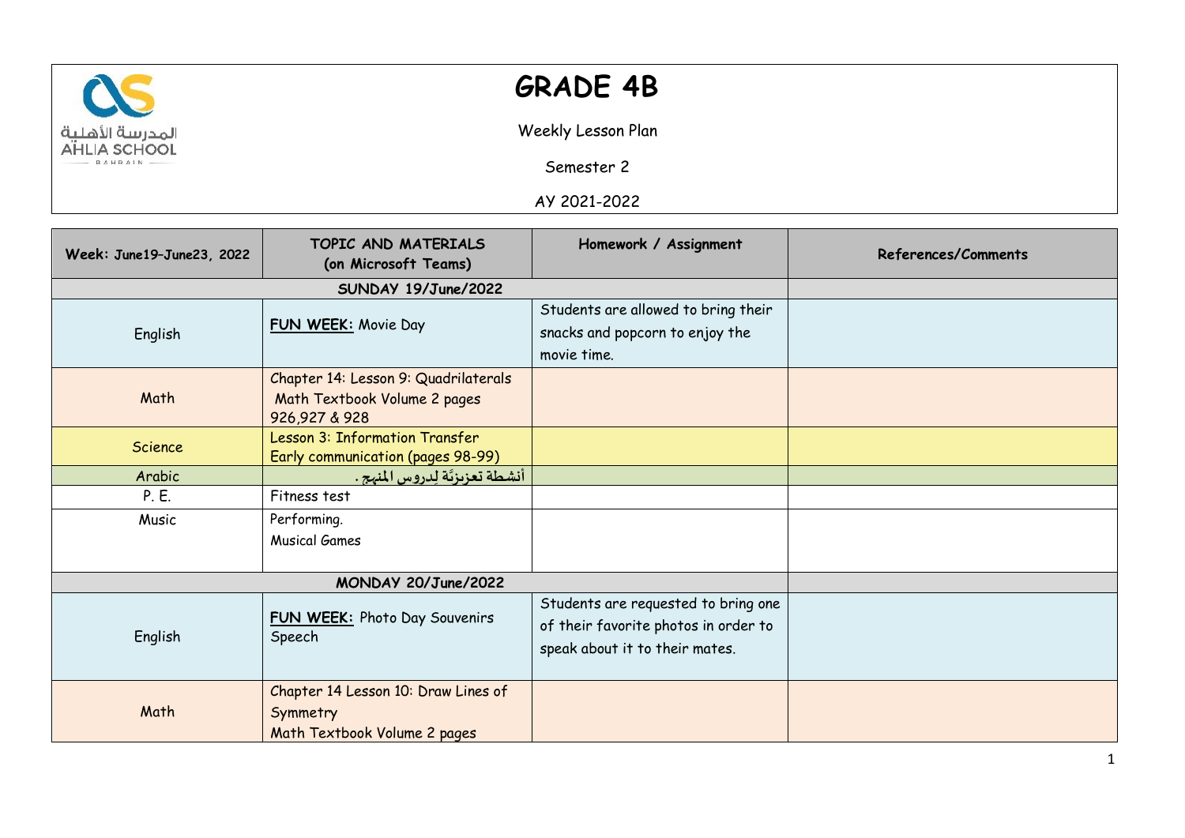# GRADE 4B

Weekly Lesson Plan

Semester 2

AY 2021-2022

| Week: June19–June23, 2022 | TOPIC AND MATERIALS (on Microsoft Teams) | Homework / Assignment | References/Comments |
|---|---|---|---|
| **SUNDAY 19/June/2022** | | | |
| English | **FUN WEEK:** Movie Day | Students are allowed to bring their snacks and popcorn to enjoy the movie time. | |
| Math | Chapter 14: Lesson 9: Quadrilaterals Math Textbook Volume 2 pages 926,927 & 928 | | |
| Science | Lesson 3: Information Transfer Early communication (pages 98-99) | | |
| Arabic | أنشطة تعزيزيّة لِدروس المنهج . | | |
| P. E. | Fitness test | | |
| Music | Performing. Musical Games | | |
| **MONDAY 20/June/2022** | | | |
| English | **FUN WEEK:** Photo Day Souvenirs Speech | Students are requested to bring one of their favorite photos in order to speak about it to their mates. | |
| Math | Chapter 14 Lesson 10: Draw Lines of Symmetry Math Textbook Volume 2 pages | | |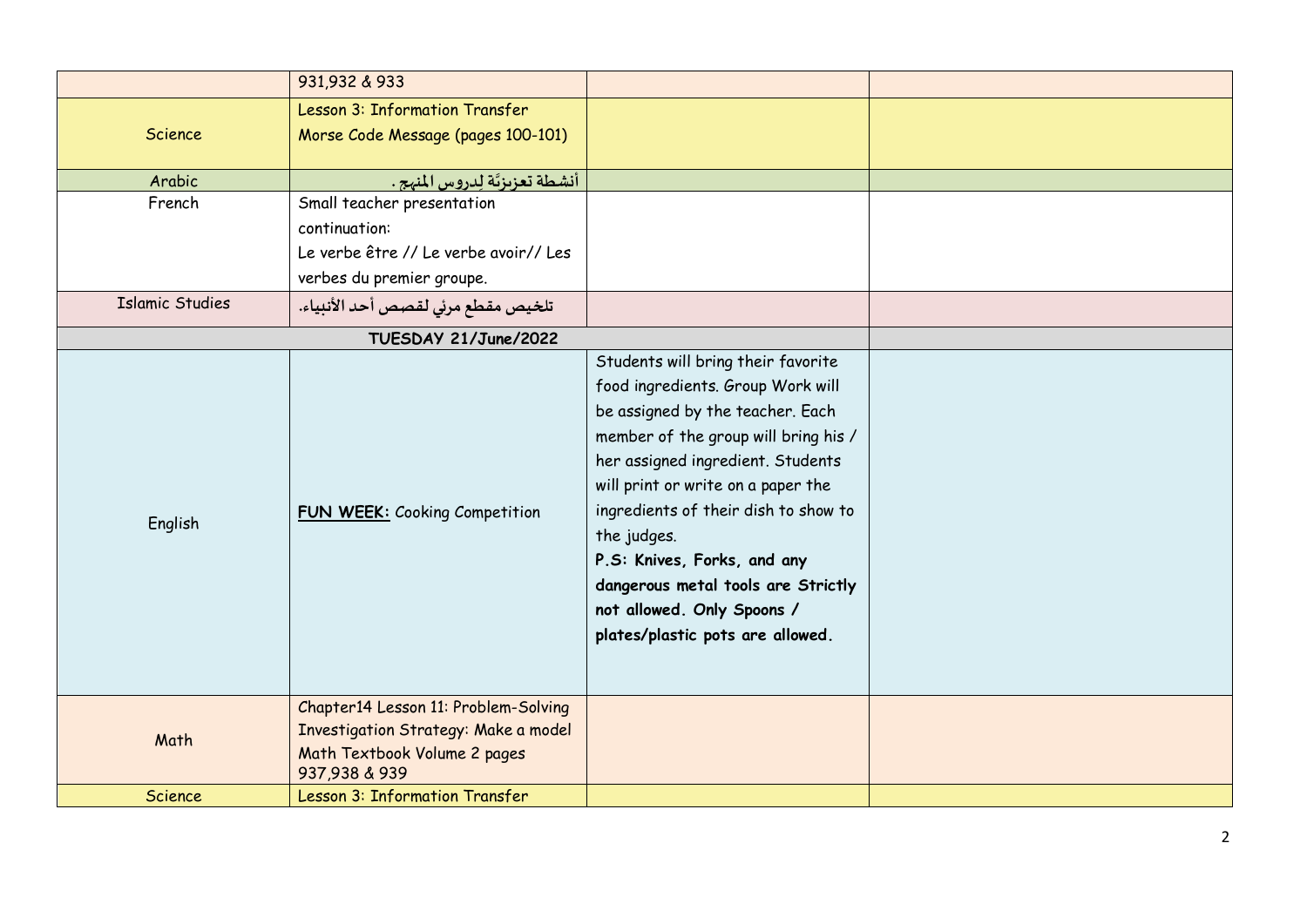| | | | |
|---|---|---|---|
| | 931,932 & 933 | | |
| Science | Lesson 3: Information Transfer<br>Morse Code Message (pages 100-101) | | |
| Arabic | أنشطة تعزيزيَّة لِدروس المنهج . | | |
| French | Small teacher presentation continuation:<br>Le verbe être // Le verbe avoir// Les verbes du premier groupe. | | |
| Islamic Studies | تلخيص مقطع مرئي لقصص أحد الأنبياء. | | |
| **TUESDAY 21/June/2022** | | | |
| English | **FUN WEEK:** Cooking Competition | Students will bring their favorite food ingredients. Group Work will be assigned by the teacher. Each member of the group will bring his / her assigned ingredient. Students will print or write on a paper the ingredients of their dish to show to the judges.<br>**P.S: Knives, Forks, and any dangerous metal tools are Strictly not allowed. Only Spoons / plates/plastic pots are allowed.** | |
| Math | Chapter14 Lesson 11: Problem-Solving Investigation Strategy: Make a model<br>Math Textbook Volume 2 pages 937,938 & 939 | | |
| Science | Lesson 3: Information Transfer | | |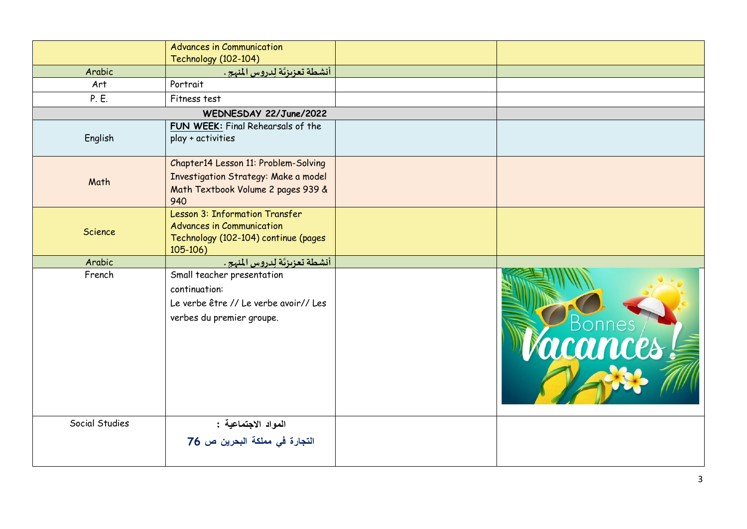| | | | |
|---|---|---|---|
| | Advances in Communication Technology (102-104) | | |
| Arabic | أنشطة تعزيزيَّة لِدروس المنهج. | | |
| Art | Portrait | | |
| P. E. | Fitness test | | |
| WEDNESDAY 22/June/2022 | | | |
| English | **FUN WEEK:** Final Rehearsals of the play + activities | | |
| Math | Chapter14 Lesson 11: Problem-Solving Investigation Strategy: Make a model Math Textbook Volume 2 pages 939 & 940 | | |
| Science | Lesson 3: Information Transfer Advances in Communication Technology (102-104) continue (pages 105-106) | | |
| Arabic | أنشطة تعزيزيَّة لِدروس المنهج. | | |
| French | Small teacher presentation continuation: Le verbe être // Le verbe avoir// Les verbes du premier groupe. | | Bonnes Vacances! |
| Social Studies | **المواد الاجتماعية :** **التجارة في مملكة البحرين ص 76** | | |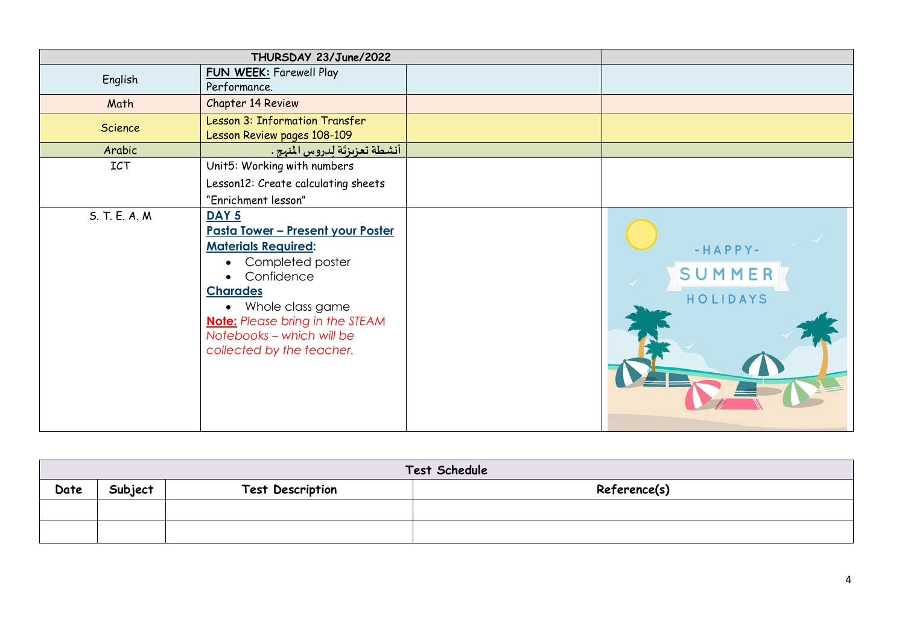| THURSDAY 23/June/2022 | | | |
|---|---|---|---|
| English | **FUN WEEK:** Farewell Play Performance. | | |
| Math | Chapter 14 Review | | |
| Science | Lesson 3: Information Transfer<br>Lesson Review pages 108-109 | | |
| Arabic | أنشطة تعزيزيّة لِدروس المنهج . | | |
| ICT | Unit5: Working with numbers<br>Lesson12: Create calculating sheets<br>"Enrichment lesson" | | |
| S. T. E. A. M | **DAY 5**<br>**Pasta Tower – Present your Poster**<br>**Materials Required:**<br>• Completed poster<br>• Confidence<br>**Charades**<br>• Whole class game<br>**Note:** *Please bring in the STEAM Notebooks – which will be collected by the teacher.* | | -HAPPY- SUMMER HOLIDAYS |

| Test Schedule | | | |
|---|---|---|---|
| **Date** | **Subject** | **Test Description** | **Reference(s)** |
| | | | |
| | | | |